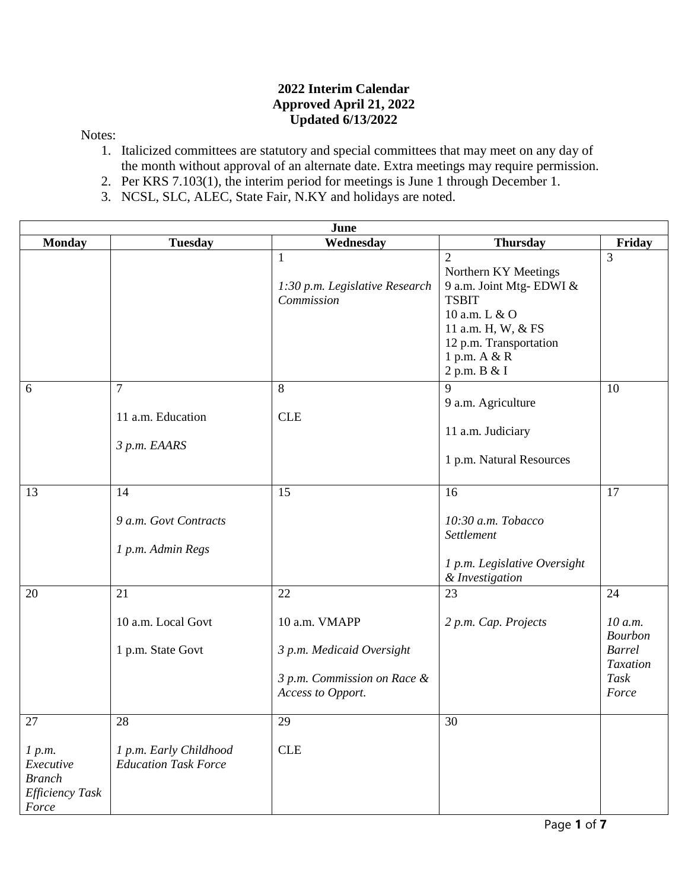**2022 Interim Calendar**
**Approved April 21, 2022**
**Updated 6/13/2022**

Notes:

1. Italicized committees are statutory and special committees that may meet on any day of the month without approval of an alternate date. Extra meetings may require permission.
2. Per KRS 7.103(1), the interim period for meetings is June 1 through December 1.
3. NCSL, SLC, ALEC, State Fair, N.KY and holidays are noted.

| June | | | | |
|---|---|---|---|---|
| **Monday** | **Tuesday** | **Wednesday** | **Thursday** | **Friday** |
| | | 1<br><br>*1:30 p.m. Legislative Research Commission* | 2<br>Northern KY Meetings<br>9 a.m. Joint Mtg- EDWI & TSBIT<br>10 a.m. L & O<br>11 a.m. H, W, & FS<br>12 p.m. Transportation<br>1 p.m. A & R<br>2 p.m. B & I | 3 |
| 6 | 7<br><br>11 a.m. Education<br><br>*3 p.m. EAARS* | 8<br><br>CLE | 9<br>9 a.m. Agriculture<br><br>11 a.m. Judiciary<br><br>1 p.m. Natural Resources | 10 |
| 13 | 14<br><br>*9 a.m. Govt Contracts*<br><br>*1 p.m. Admin Regs* | 15 | 16<br><br>*10:30 a.m. Tobacco Settlement*<br><br>*1 p.m. Legislative Oversight & Investigation* | 17 |
| 20 | 21<br><br>10 a.m. Local Govt<br><br>1 p.m. State Govt | 22<br><br>10 a.m. VMAPP<br><br>*3 p.m. Medicaid Oversight*<br><br>*3 p.m. Commission on Race & Access to Opport.* | 23<br><br>*2 p.m. Cap. Projects* | 24<br><br>*10 a.m. Bourbon Barrel Taxation Task Force* |
| 27<br><br>*1 p.m. Executive Branch Efficiency Task Force* | 28<br><br>*1 p.m. Early Childhood Education Task Force* | 29<br><br>CLE | 30 | |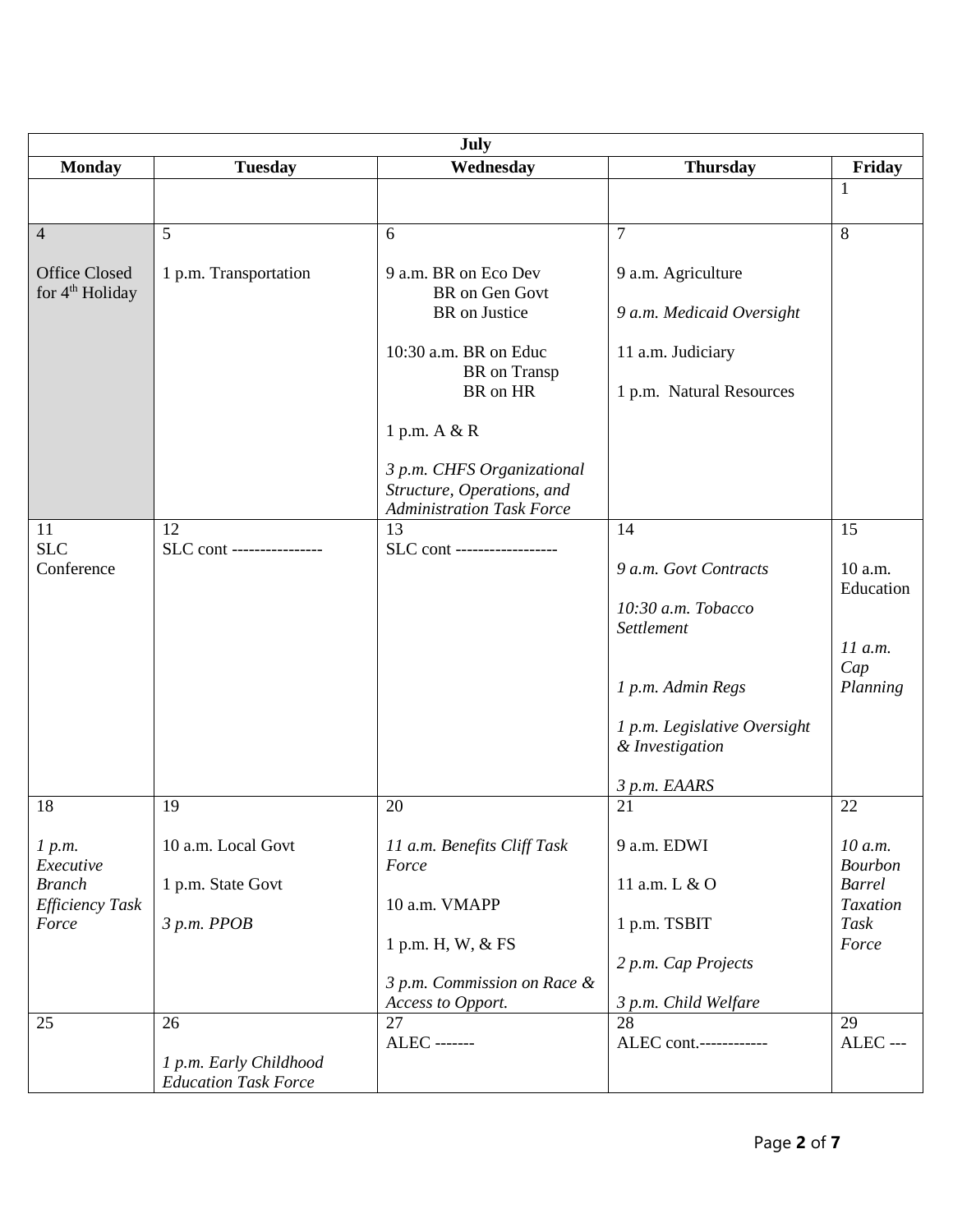| July | | | | |
|---|---|---|---|---|
| **Monday** | **Tuesday** | **Wednesday** | **Thursday** | **Friday** |
| | | | | 1 |
| 4<br><br>Office Closed for 4th Holiday | 5<br><br>1 p.m. Transportation | 6<br><br>9 a.m. BR on Eco Dev<br>BR on Gen Govt<br>BR on Justice<br><br>10:30 a.m. BR on Educ<br>BR on Transp<br>BR on HR<br><br>1 p.m. A & R<br><br>*3 p.m. CHFS Organizational Structure, Operations, and Administration Task Force* | 7<br><br>9 a.m. Agriculture<br><br>*9 a.m. Medicaid Oversight*<br><br>11 a.m. Judiciary<br><br>1 p.m. Natural Resources | 8 |
| 11<br>SLC Conference | 12<br>SLC cont ---------------- | 13<br>SLC cont ------------------ | 14<br><br>*9 a.m. Govt Contracts*<br><br>*10:30 a.m. Tobacco Settlement*<br><br>*1 p.m. Admin Regs*<br><br>*1 p.m. Legislative Oversight & Investigation*<br><br>*3 p.m. EAARS* | 15<br><br>10 a.m. Education<br><br>*11 a.m. Cap Planning* |
| 18<br><br>*1 p.m. Executive Branch Efficiency Task Force* | 19<br><br>10 a.m. Local Govt<br><br>1 p.m. State Govt<br><br>*3 p.m. PPOB* | 20<br><br>*11 a.m. Benefits Cliff Task Force*<br><br>10 a.m. VMAPP<br><br>1 p.m. H, W, & FS<br><br>*3 p.m. Commission on Race & Access to Opport.* | 21<br><br>9 a.m. EDWI<br><br>11 a.m. L & O<br><br>1 p.m. TSBIT<br><br>*2 p.m. Cap Projects*<br><br>*3 p.m. Child Welfare* | 22<br><br>*10 a.m. Bourbon Barrel Taxation Task Force* |
| 25 | 26<br><br>*1 p.m. Early Childhood Education Task Force* | 27<br>ALEC ------- | 28<br>ALEC cont.------------ | 29<br>ALEC --- |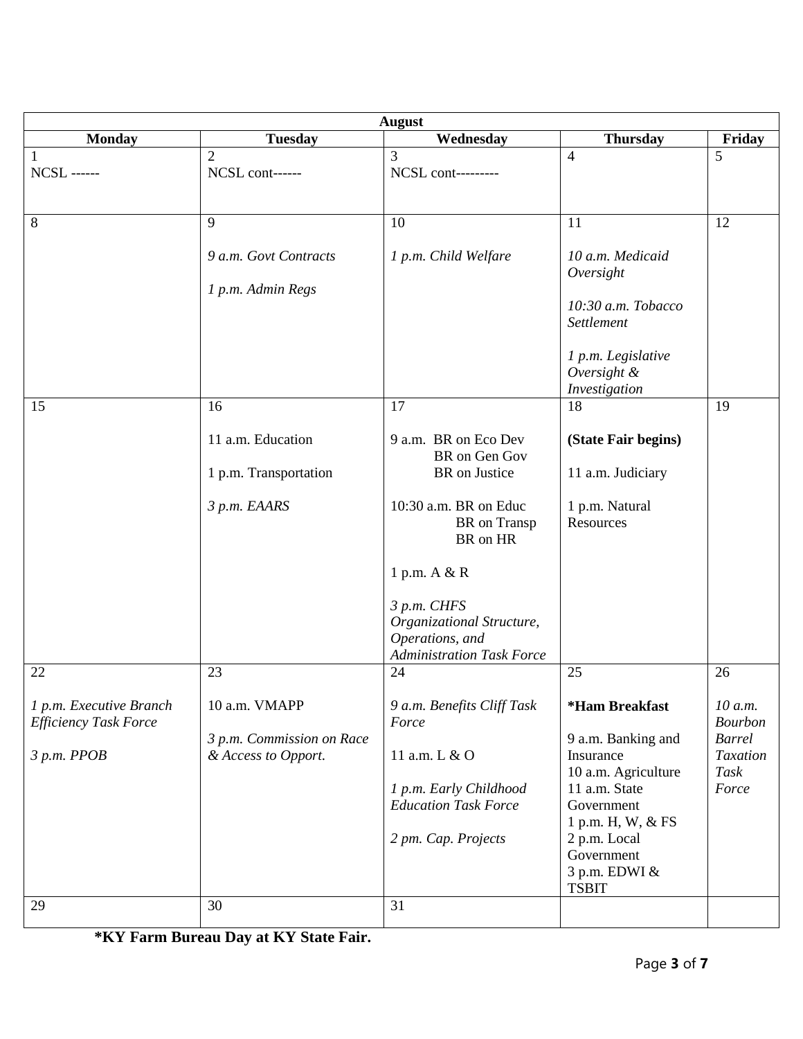| August | | | | |
|---|---|---|---|---|
| **Monday** | **Tuesday** | **Wednesday** | **Thursday** | **Friday** |
| 1<br>NCSL ------ | 2<br>NCSL cont------ | 3<br>NCSL cont--------- | 4 | 5 |
| 8 | 9<br><br>*9 a.m. Govt Contracts*<br><br>*1 p.m. Admin Regs* | 10<br><br>*1 p.m. Child Welfare* | 11<br><br>*10 a.m. Medicaid Oversight*<br><br>*10:30 a.m. Tobacco Settlement*<br><br>*1 p.m. Legislative Oversight & Investigation* | 12 |
| 15 | 16<br><br>11 a.m. Education<br><br>1 p.m. Transportation<br><br>*3 p.m. EAARS* | 17<br><br>9 a.m. BR on Eco Dev<br>BR on Gen Gov<br>BR on Justice<br><br>10:30 a.m. BR on Educ<br>BR on Transp<br>BR on HR<br><br>1 p.m. A & R<br><br>*3 p.m. CHFS Organizational Structure, Operations, and Administration Task Force* | 18<br><br>**(State Fair begins)**<br><br>11 a.m. Judiciary<br><br>1 p.m. Natural Resources | 19 |
| 22<br><br>*1 p.m. Executive Branch Efficiency Task Force*<br><br>*3 p.m. PPOB* | 23<br><br>10 a.m. VMAPP<br><br>*3 p.m. Commission on Race & Access to Opport.* | 24<br><br>*9 a.m. Benefits Cliff Task Force*<br><br>11 a.m. L & O<br><br>*1 p.m. Early Childhood Education Task Force*<br><br>*2 pm. Cap. Projects* | 25<br><br>**\*Ham Breakfast**<br><br>9 a.m. Banking and Insurance<br>10 a.m. Agriculture<br>11 a.m. State Government<br>1 p.m. H, W, & FS<br>2 p.m. Local Government<br>3 p.m. EDWI & TSBIT | 26<br><br>*10 a.m. Bourbon Barrel Taxation Task Force* |
| 29 | 30 | 31 | | |

**\*KY Farm Bureau Day at KY State Fair.**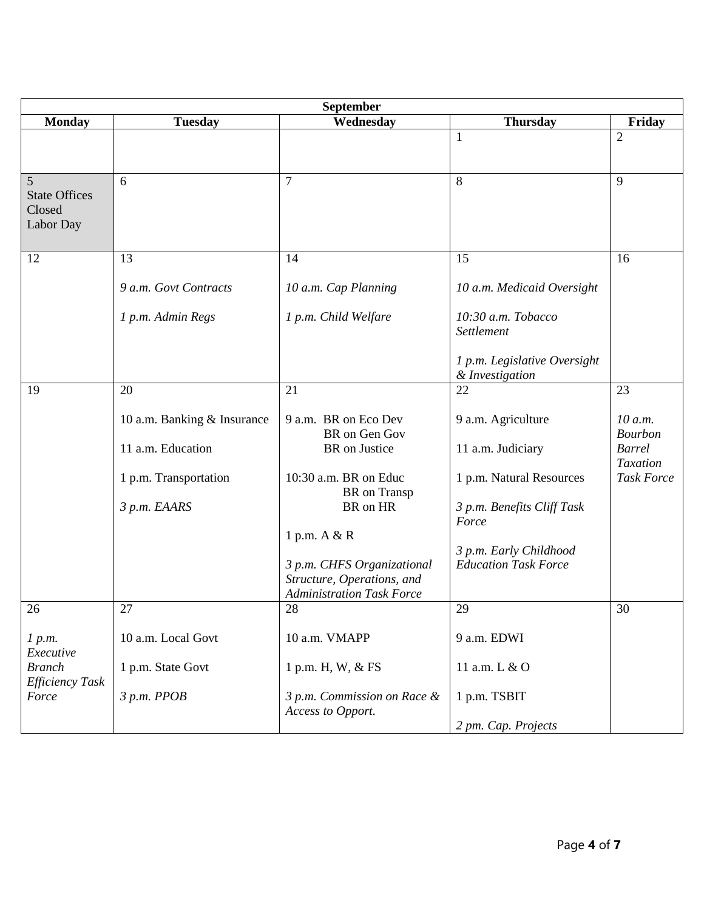| September | | | | |
|---|---|---|---|---|
| **Monday** | **Tuesday** | **Wednesday** | **Thursday** | **Friday** |
| | | | 1 | 2 |
| 5<br>State Offices Closed<br>Labor Day | 6 | 7 | 8 | 9 |
| 12 | 13<br><br>*9 a.m. Govt Contracts*<br><br>*1 p.m. Admin Regs* | 14<br><br>*10 a.m. Cap Planning*<br><br>*1 p.m. Child Welfare* | 15<br><br>*10 a.m. Medicaid Oversight*<br><br>*10:30 a.m. Tobacco Settlement*<br><br>*1 p.m. Legislative Oversight & Investigation* | 16 |
| 19 | 20<br><br>10 a.m. Banking & Insurance<br><br>11 a.m. Education<br><br>1 p.m. Transportation<br><br>*3 p.m. EAARS* | 21<br><br>9 a.m. BR on Eco Dev<br>BR on Gen Gov<br>BR on Justice<br><br>10:30 a.m. BR on Educ<br>BR on Transp<br>BR on HR<br><br>1 p.m. A & R<br><br>*3 p.m. CHFS Organizational Structure, Operations, and Administration Task Force* | 22<br><br>9 a.m. Agriculture<br><br>11 a.m. Judiciary<br><br>1 p.m. Natural Resources<br><br>*3 p.m. Benefits Cliff Task Force*<br><br>*3 p.m. Early Childhood Education Task Force* | 23<br><br>*10 a.m. Bourbon Barrel Taxation Task Force* |
| 26<br><br>*1 p.m. Executive Branch Efficiency Task Force* | 27<br><br>10 a.m. Local Govt<br><br>1 p.m. State Govt<br><br>*3 p.m. PPOB* | 28<br><br>10 a.m. VMAPP<br><br>1 p.m. H, W, & FS<br><br>*3 p.m. Commission on Race & Access to Opport.* | 29<br><br>9 a.m. EDWI<br><br>11 a.m. L & O<br><br>1 p.m. TSBIT<br><br>*2 pm. Cap. Projects* | 30 |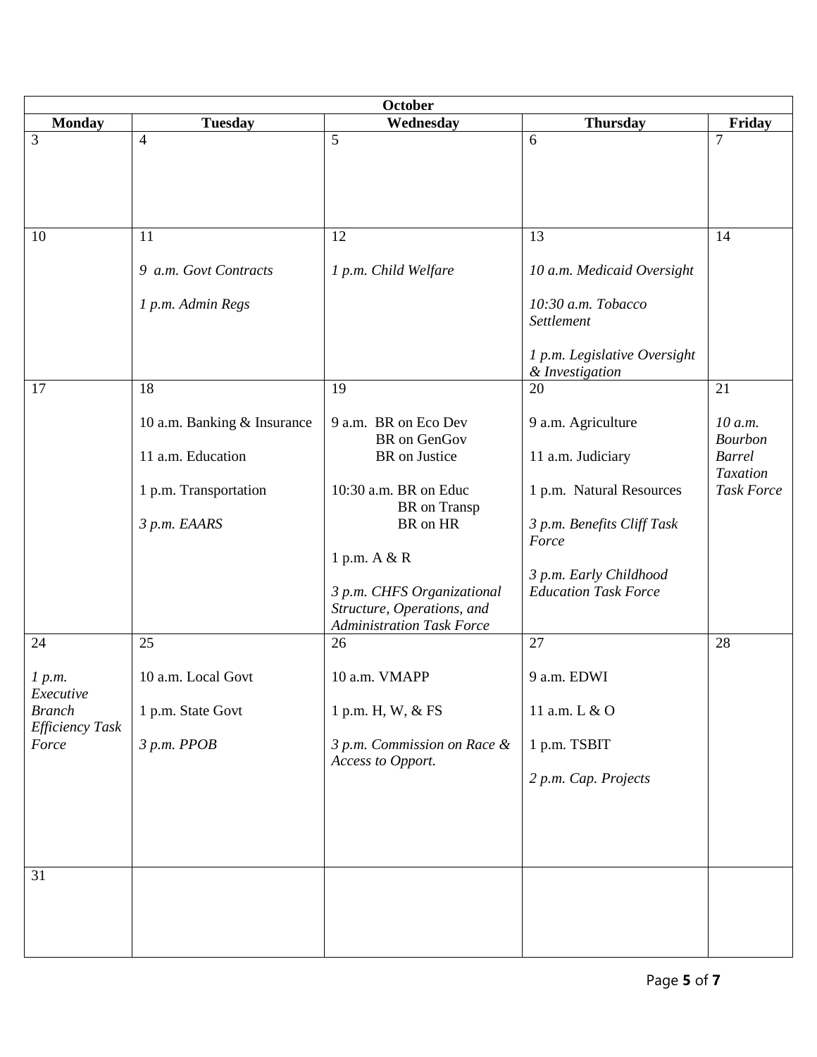| October | | | | |
|---|---|---|---|---|
| **Monday** | **Tuesday** | **Wednesday** | **Thursday** | **Friday** |
| 3 | 4 | 5 | 6 | 7 |
| 10 | 11<br><br>*9 a.m. Govt Contracts*<br><br>*1 p.m. Admin Regs* | 12<br><br>*1 p.m. Child Welfare* | 13<br><br>*10 a.m. Medicaid Oversight*<br><br>*10:30 a.m. Tobacco Settlement*<br><br>*1 p.m. Legislative Oversight & Investigation* | 14 |
| 17 | 18<br><br>10 a.m. Banking & Insurance<br><br>11 a.m. Education<br><br>1 p.m. Transportation<br><br>*3 p.m. EAARS* | 19<br><br>9 a.m. BR on Eco Dev<br>BR on GenGov<br>BR on Justice<br><br>10:30 a.m. BR on Educ<br>BR on Transp<br>BR on HR<br><br>1 p.m. A & R<br><br>*3 p.m. CHFS Organizational Structure, Operations, and Administration Task Force* | 20<br><br>9 a.m. Agriculture<br><br>11 a.m. Judiciary<br><br>1 p.m. Natural Resources<br><br>*3 p.m. Benefits Cliff Task Force*<br><br>*3 p.m. Early Childhood Education Task Force* | 21<br><br>*10 a.m. Bourbon Barrel Taxation Task Force* |
| 24<br><br>*1 p.m. Executive Branch Efficiency Task Force* | 25<br><br>10 a.m. Local Govt<br><br>1 p.m. State Govt<br><br>*3 p.m. PPOB* | 26<br><br>10 a.m. VMAPP<br><br>1 p.m. H, W, & FS<br><br>*3 p.m. Commission on Race & Access to Opport.* | 27<br><br>9 a.m. EDWI<br><br>11 a.m. L & O<br><br>1 p.m. TSBIT<br><br>*2 p.m. Cap. Projects* | 28 |
| 31 | | | | |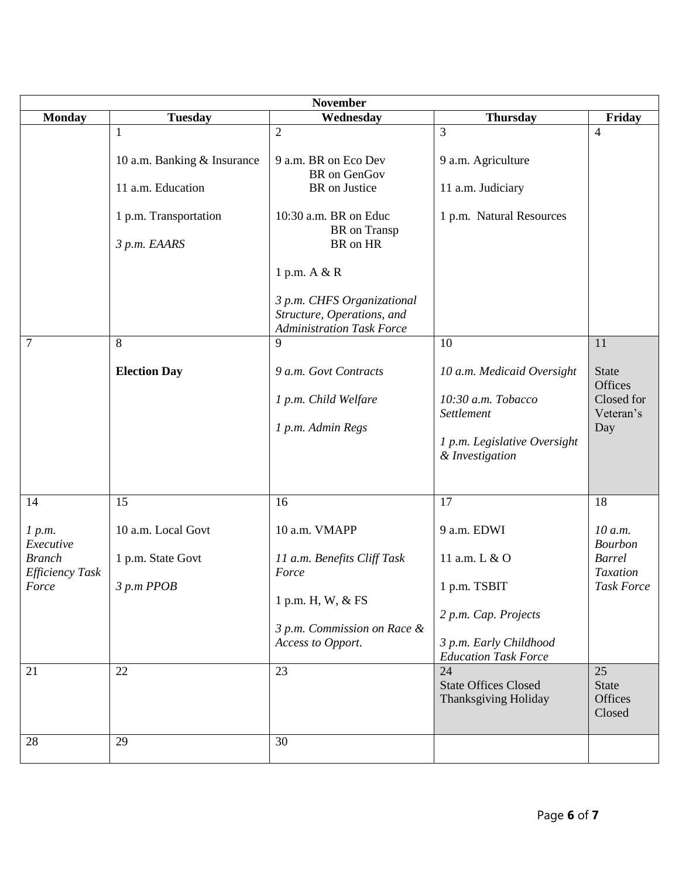| November | | | | |
|---|---|---|---|---|
| **Monday** | **Tuesday** | **Wednesday** | **Thursday** | **Friday** |
| | 1<br><br>10 a.m. Banking & Insurance<br><br>11 a.m. Education<br><br>1 p.m. Transportation<br><br>*3 p.m. EAARS* | 2<br><br>9 a.m. BR on Eco Dev<br>BR on GenGov<br>BR on Justice<br><br>10:30 a.m. BR on Educ<br>BR on Transp<br>BR on HR<br><br>1 p.m. A & R<br><br>*3 p.m. CHFS Organizational Structure, Operations, and Administration Task Force* | 3<br><br>9 a.m. Agriculture<br><br>11 a.m. Judiciary<br><br>1 p.m. Natural Resources | 4 |
| 7 | 8<br><br>**Election Day** | 9<br><br>*9 a.m. Govt Contracts*<br><br>*1 p.m. Child Welfare*<br><br>*1 p.m. Admin Regs* | 10<br><br>*10 a.m. Medicaid Oversight*<br><br>*10:30 a.m. Tobacco Settlement*<br><br>*1 p.m. Legislative Oversight & Investigation* | 11<br><br>State Offices Closed for Veteran's Day |
| 14<br><br>*1 p.m. Executive Branch Efficiency Task Force* | 15<br><br>10 a.m. Local Govt<br><br>1 p.m. State Govt<br><br>*3 p.m PPOB* | 16<br><br>10 a.m. VMAPP<br><br>*11 a.m. Benefits Cliff Task Force*<br><br>1 p.m. H, W, & FS<br><br>*3 p.m. Commission on Race & Access to Opport.* | 17<br><br>9 a.m. EDWI<br><br>11 a.m. L & O<br><br>1 p.m. TSBIT<br><br>*2 p.m. Cap. Projects*<br><br>*3 p.m. Early Childhood Education Task Force* | 18<br><br>*10 a.m. Bourbon Barrel Taxation Task Force* |
| 21 | 22 | 23 | 24<br>State Offices Closed Thanksgiving Holiday | 25<br>State Offices Closed |
| 28 | 29 | 30 | | |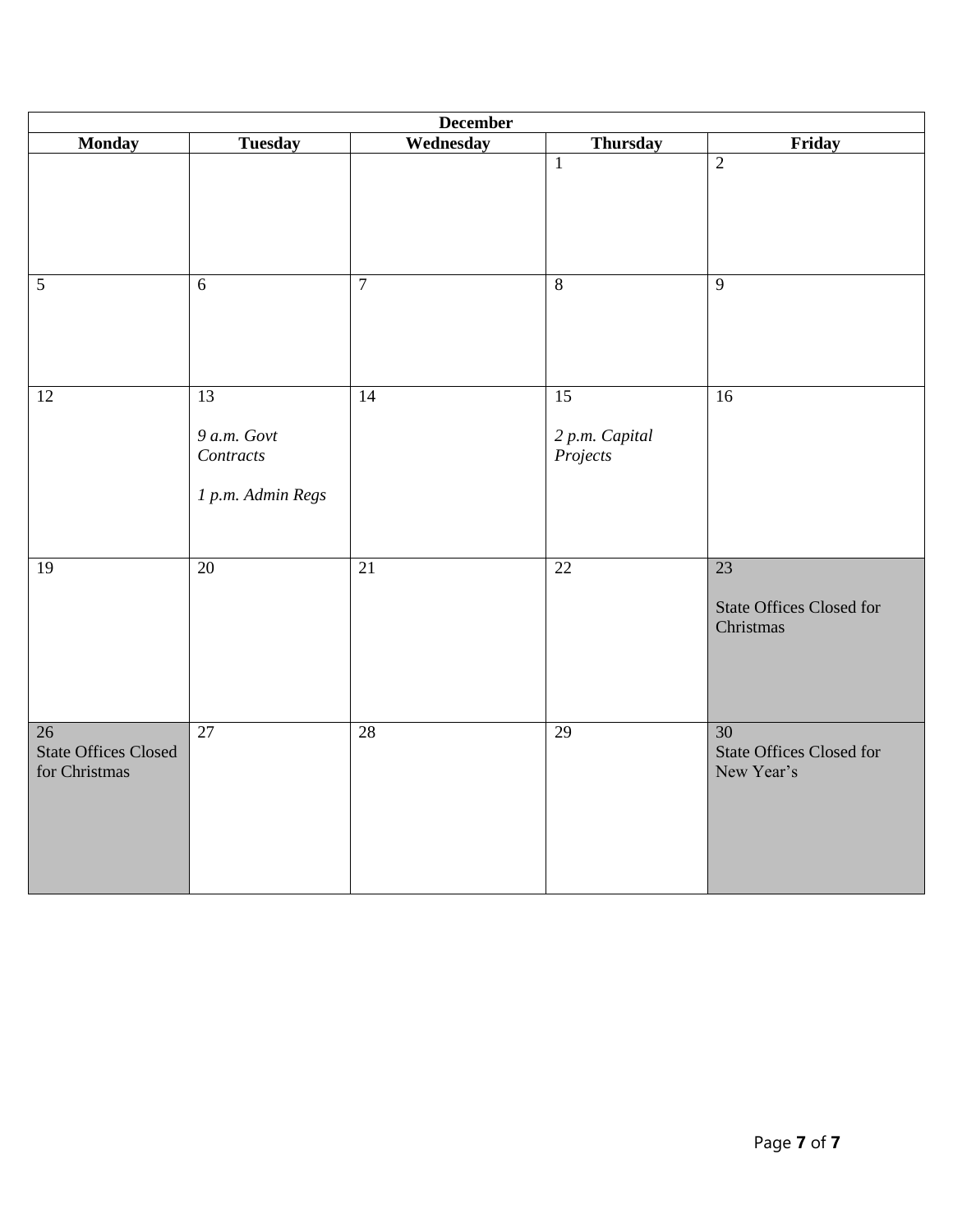| December | | | | |
|---|---|---|---|---|
| **Monday** | **Tuesday** | **Wednesday** | **Thursday** | **Friday** |
| | | | 1 | 2 |
| 5 | 6 | 7 | 8 | 9 |
| 12 | 13<br><br>*9 a.m. Govt Contracts*<br><br>*1 p.m. Admin Regs* | 14 | 15<br><br>*2 p.m. Capital Projects* | 16 |
| 19 | 20 | 21 | 22 | 23<br><br>State Offices Closed for Christmas |
| 26<br>State Offices Closed for Christmas | 27 | 28 | 29 | 30<br>State Offices Closed for New Year's |